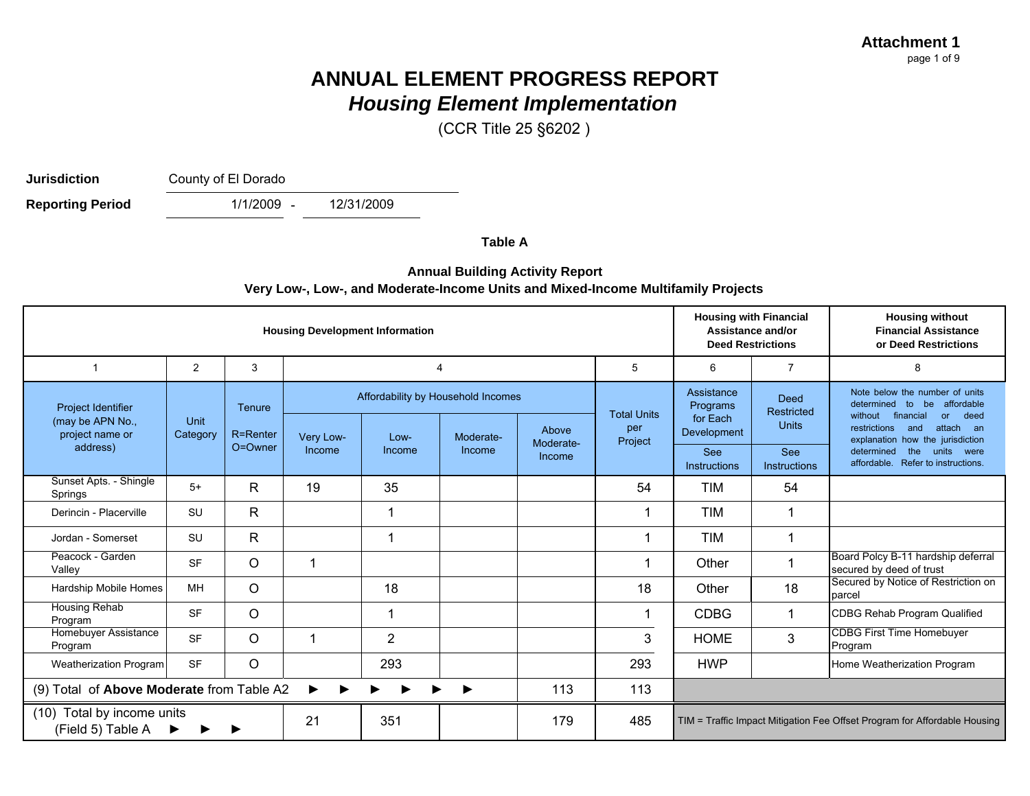Attachment 1

# ANNUAL ELEMENT PROGRESS REPORT
## *Housing Element Implementation*

(CCR Title 25 §6202 )

**Jurisdiction** County of El Dorado

**Reporting Period** 1/1/2009 - 12/31/2009

### Table A

**Annual Building Activity Report**
**Very Low-, Low-, and Moderate-Income Units and Mixed-Income Multifamily Projects**

| Housing Development Information | | | | | | | | Housing with Financial Assistance and/or Deed Restrictions | | Housing without Financial Assistance or Deed Restrictions |
|---|---|---|---|---|---|---|---|---|---|---|
| 1 | 2 | 3 | 4 | | | | 5 | 6 | 7 | 8 |
| Project Identifier (may be APN No., project name or address) | Unit Category | Tenure R=Renter O=Owner | Affordability by Household Incomes | | | | Total Units per Project | Assistance Programs for Each Development See Instructions | Deed Restricted Units See Instructions | Note below the number of units determined to be affordable without financial or deed restrictions and attach an explanation how the jurisdiction determined the units were affordable. Refer to instructions. |
| | | | Very Low-Income | Low-Income | Moderate-Income | Above Moderate-Income | | | | |
| Sunset Apts. - Shingle Springs | 5+ | R | 19 | 35 | | | 54 | TIM | 54 | |
| Derincin - Placerville | SU | R | | 1 | | | 1 | TIM | 1 | |
| Jordan - Somerset | SU | R | | 1 | | | 1 | TIM | 1 | |
| Peacock - Garden Valley | SF | O | 1 | | | | 1 | Other | 1 | Board Polcy B-11 hardship deferral secured by deed of trust |
| Hardship Mobile Homes | MH | O | | 18 | | | 18 | Other | 18 | Secured by Notice of Restriction on parcel |
| Housing Rehab Program | SF | O | | 1 | | | 1 | CDBG | 1 | CDBG Rehab Program Qualified |
| Homebuyer Assistance Program | SF | O | 1 | 2 | | | 3 | HOME | 3 | CDBG First Time Homebuyer Program |
| Weatherization Program | SF | O | | 293 | | | 293 | HWP | | Home Weatherization Program |
| (9) Total of **Above Moderate** from Table A2 ► ► ► ► ► ► | | | | | | 113 | 113 | | | |
| (10) Total by income units (Field 5) Table A ► ► ► | | | 21 | 351 | | 179 | 485 | TIM = Traffic Impact Mitigation Fee Offset Program for Affordable Housing | | |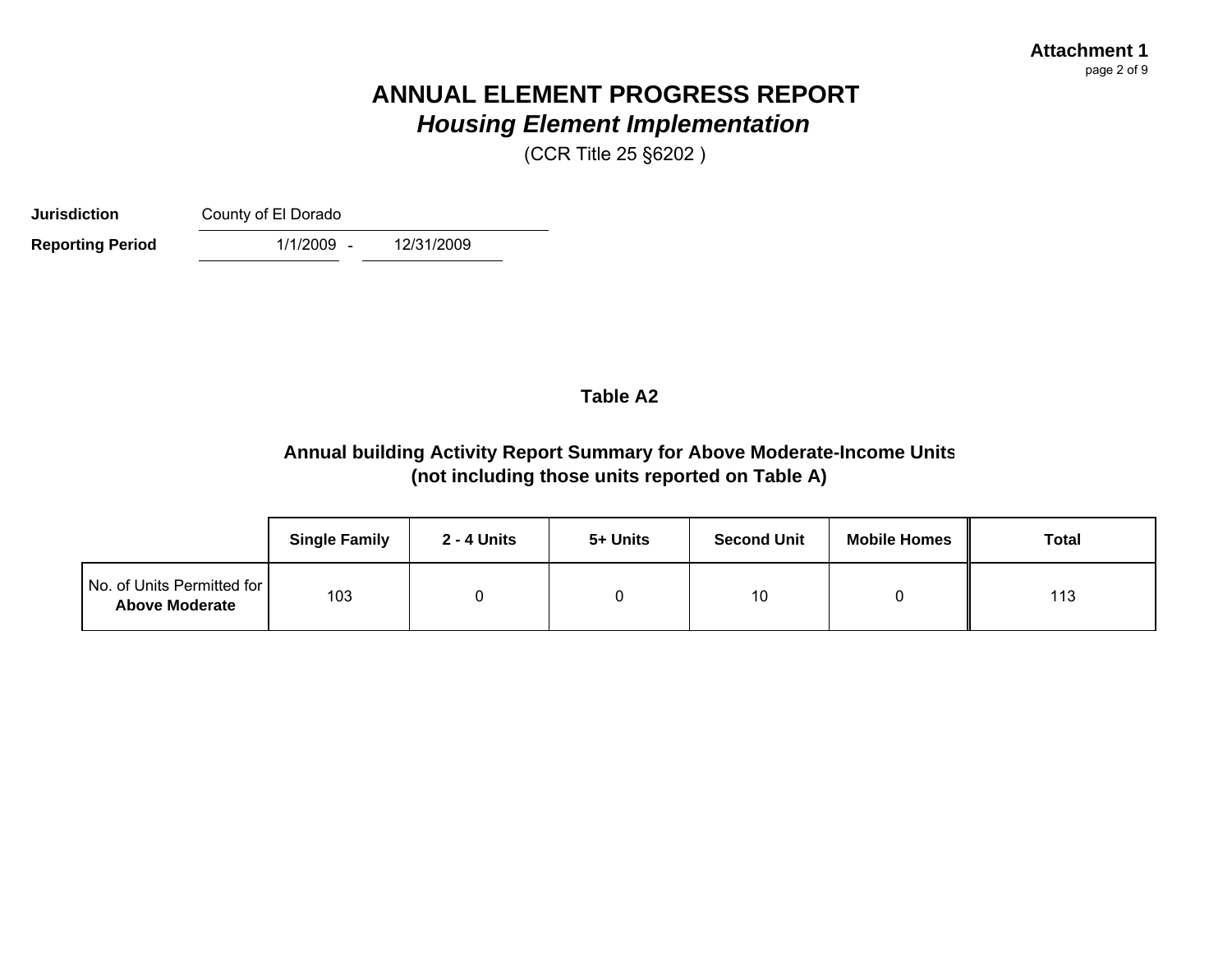**Attachment 1**

# ANNUAL ELEMENT PROGRESS REPORT
## *Housing Element Implementation*

(CCR Title 25 §6202 )

**Jurisdiction** County of El Dorado

**Reporting Period** 1/1/2009 - 12/31/2009

### Table A2

### Annual building Activity Report Summary for Above Moderate-Income Units (not including those units reported on Table A)

| | Single Family | 2 - 4 Units | 5+ Units | Second Unit | Mobile Homes | Total |
|---|---|---|---|---|---|---|
| No. of Units Permitted for **Above Moderate** | 103 | 0 | 0 | 10 | 0 | 113 |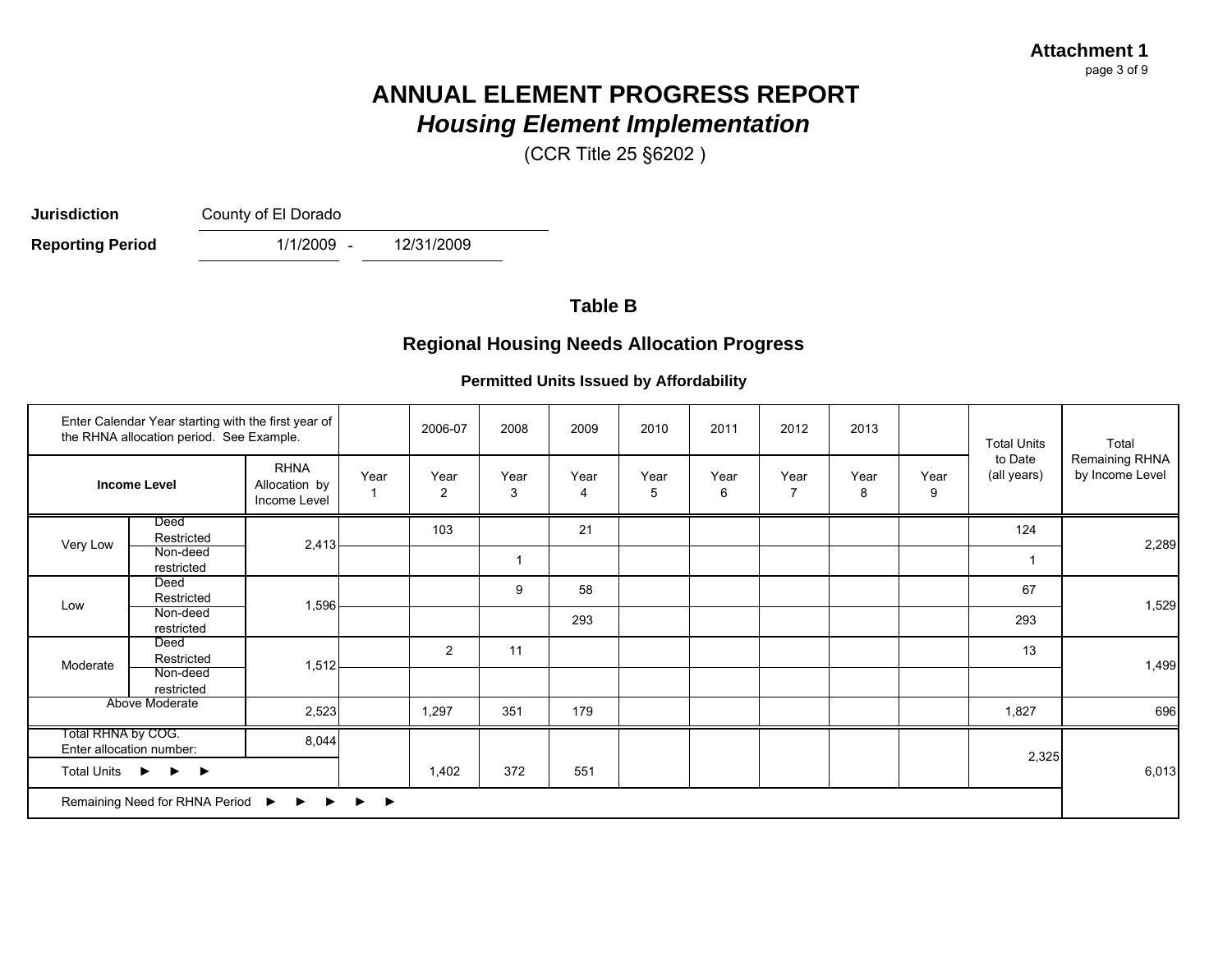**Attachment 1**

# ANNUAL ELEMENT PROGRESS REPORT
## *Housing Element Implementation*

(CCR Title 25 §6202 )

**Jurisdiction** County of El Dorado

**Reporting Period** 1/1/2009 - 12/31/2009

### Table B

### Regional Housing Needs Allocation Progress

**Permitted Units Issued by Affordability**

| Enter Calendar Year starting with the first year of the RHNA allocation period. See Example. | | | | 2006-07 | 2008 | 2009 | 2010 | 2011 | 2012 | 2013 | | Total Units to Date (all years) | Total Remaining RHNA by Income Level |
|---|---|---|---|---|---|---|---|---|---|---|---|---|---|
| **Income Level** | | RHNA Allocation by Income Level | Year 1 | Year 2 | Year 3 | Year 4 | Year 5 | Year 6 | Year 7 | Year 8 | Year 9 | | |
| Very Low | Deed Restricted | 2,413 | | 103 | | 21 | | | | | | 124 | 2,289 |
| | Non-deed restricted | | | | 1 | | | | | | | 1 | |
| Low | Deed Restricted | 1,596 | | | 9 | 58 | | | | | | 67 | 1,529 |
| | Non-deed restricted | | | | | 293 | | | | | | 293 | |
| Moderate | Deed Restricted | 1,512 | | 2 | 11 | | | | | | | 13 | 1,499 |
| | Non-deed restricted | | | | | | | | | | | | |
| Above Moderate | | 2,523 | | 1,297 | 351 | 179 | | | | | | 1,827 | 696 |
| Total RHNA by COG. Enter allocation number: | | 8,044 | | | | | | | | | | 2,325 | 6,013 |
| Total Units ► ► ► | | | | 1,402 | 372 | 551 | | | | | | | |
| Remaining Need for RHNA Period ► ► ► ► ► | | | | | | | | | | | | | |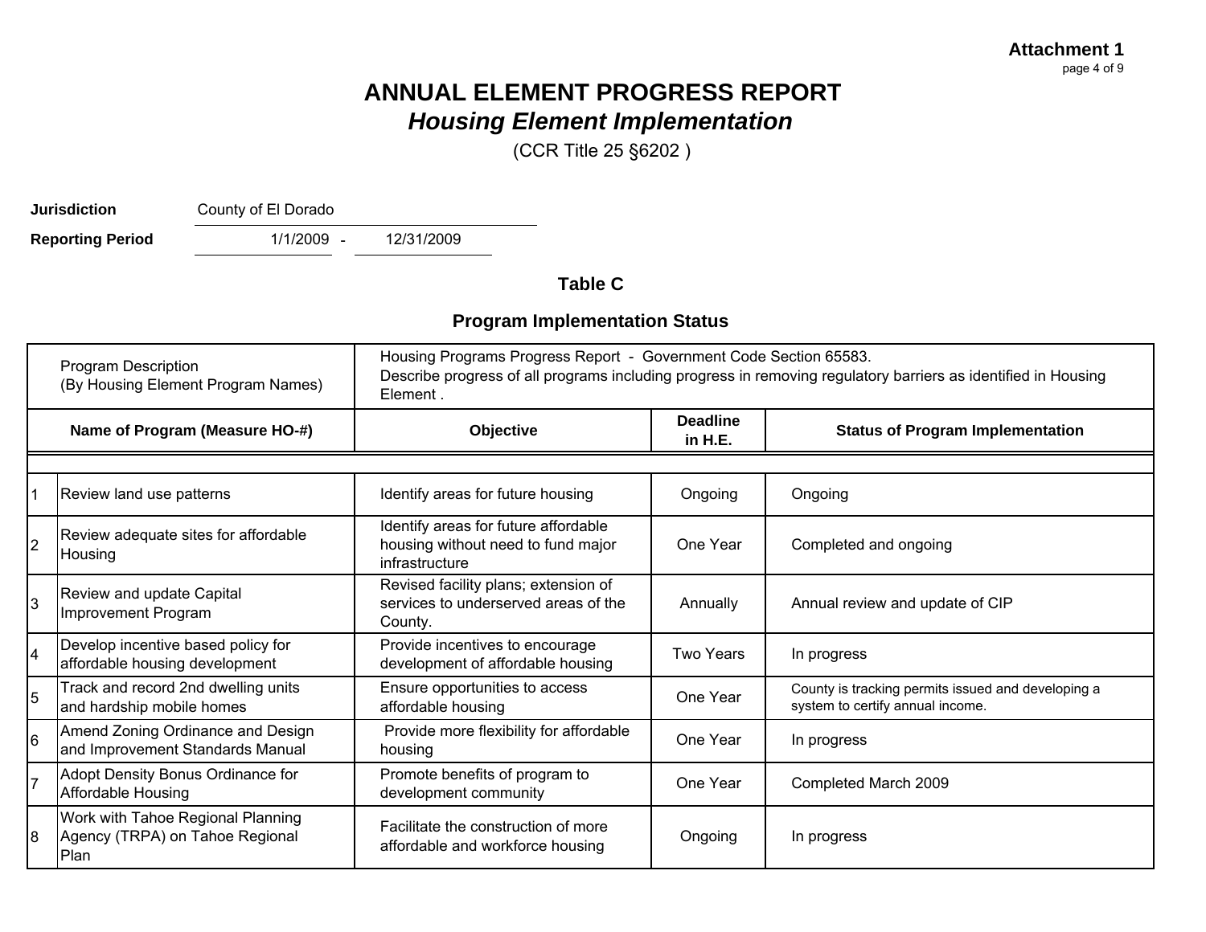**Attachment 1**

# ANNUAL ELEMENT PROGRESS REPORT

## *Housing Element Implementation*

(CCR Title 25 §6202 )

**Jurisdiction** County of El Dorado

**Reporting Period** 1/1/2009 - 12/31/2009

### Table C

### Program Implementation Status

| | Program Description (By Housing Element Program Names) | Housing Programs Progress Report - Government Code Section 65583. Describe progress of all programs including progress in removing regulatory barriers as identified in Housing Element . | | |
|---|---|---|---|---|
| | **Name of Program (Measure HO-#)** | **Objective** | **Deadline in H.E.** | **Status of Program Implementation** |
| 1 | Review land use patterns | Identify areas for future housing | Ongoing | Ongoing |
| 2 | Review adequate sites for affordable Housing | Identify areas for future affordable housing without need to fund major infrastructure | One Year | Completed and ongoing |
| 3 | Review and update Capital Improvement Program | Revised facility plans; extension of services to underserved areas of the County. | Annually | Annual review and update of CIP |
| 4 | Develop incentive based policy for affordable housing development | Provide incentives to encourage development of affordable housing | Two Years | In progress |
| 5 | Track and record 2nd dwelling units and hardship mobile homes | Ensure opportunities to access affordable housing | One Year | County is tracking permits issued and developing a system to certify annual income. |
| 6 | Amend Zoning Ordinance and Design and Improvement Standards Manual | Provide more flexibility for affordable housing | One Year | In progress |
| 7 | Adopt Density Bonus Ordinance for Affordable Housing | Promote benefits of program to development community | One Year | Completed March 2009 |
| 8 | Work with Tahoe Regional Planning Agency (TRPA) on Tahoe Regional Plan | Facilitate the construction of more affordable and workforce housing | Ongoing | In progress |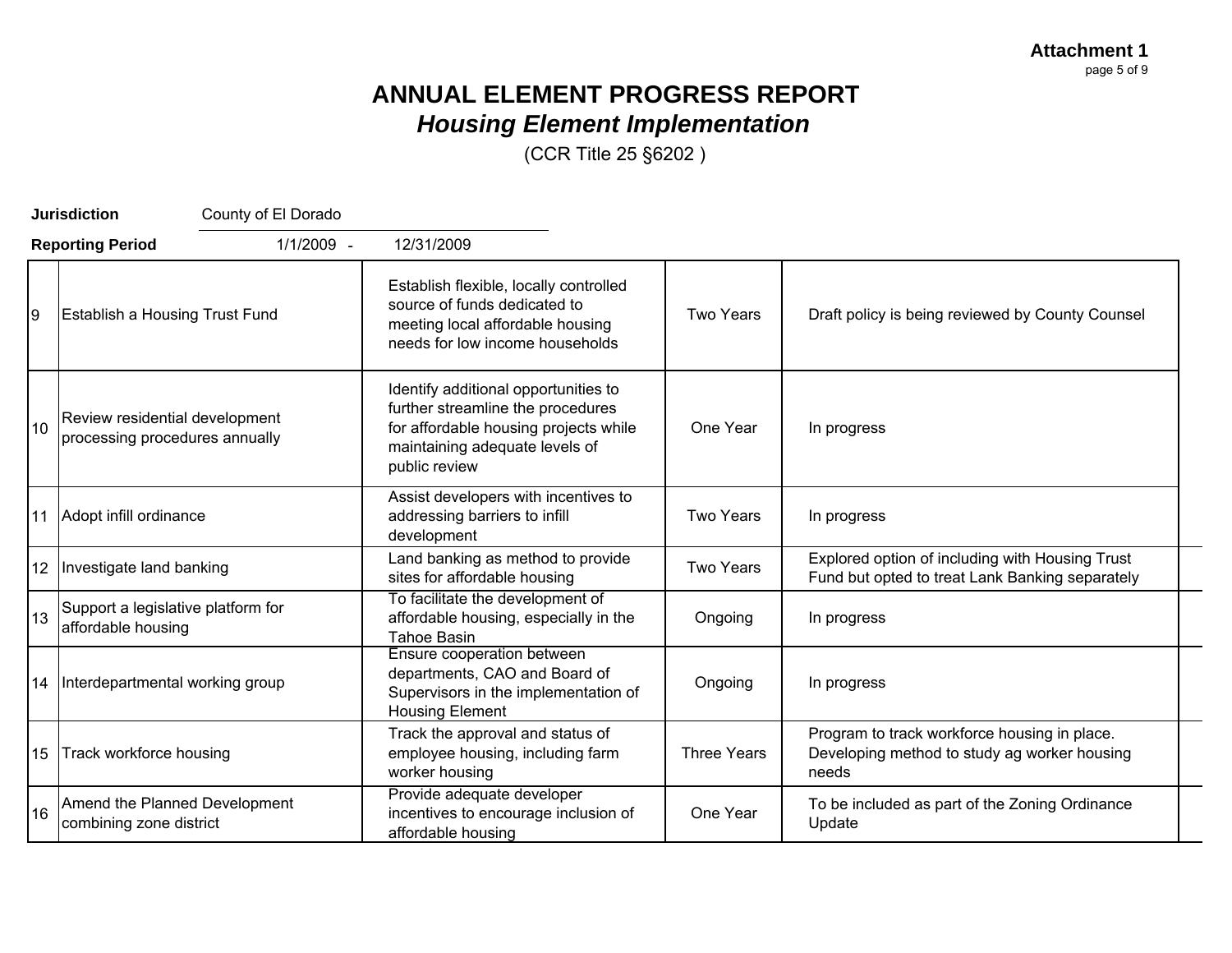**Attachment 1**

# ANNUAL ELEMENT PROGRESS REPORT
## *Housing Element Implementation*

(CCR Title 25 §6202 )

**Jurisdiction** County of El Dorado

**Reporting Period** 1/1/2009 - 12/31/2009

| | | | | |
|---|---|---|---|---|
| 9 | Establish a Housing Trust Fund | Establish flexible, locally controlled source of funds dedicated to meeting local affordable housing needs for low income households | Two Years | Draft policy is being reviewed by County Counsel |
| 10 | Review residential development processing procedures annually | Identify additional opportunities to further streamline the procedures for affordable housing projects while maintaining adequate levels of public review | One Year | In progress |
| 11 | Adopt infill ordinance | Assist developers with incentives to addressing barriers to infill development | Two Years | In progress |
| 12 | Investigate land banking | Land banking as method to provide sites for affordable housing | Two Years | Explored option of including with Housing Trust Fund but opted to treat Lank Banking separately |
| 13 | Support a legislative platform for affordable housing | To facilitate the development of affordable housing, especially in the Tahoe Basin | Ongoing | In progress |
| 14 | Interdepartmental working group | Ensure cooperation between departments, CAO and Board of Supervisors in the implementation of Housing Element | Ongoing | In progress |
| 15 | Track workforce housing | Track the approval and status of employee housing, including farm worker housing | Three Years | Program to track workforce housing in place. Developing method to study ag worker housing needs |
| 16 | Amend the Planned Development combining zone district | Provide adequate developer incentives to encourage inclusion of affordable housing | One Year | To be included as part of the Zoning Ordinance Update |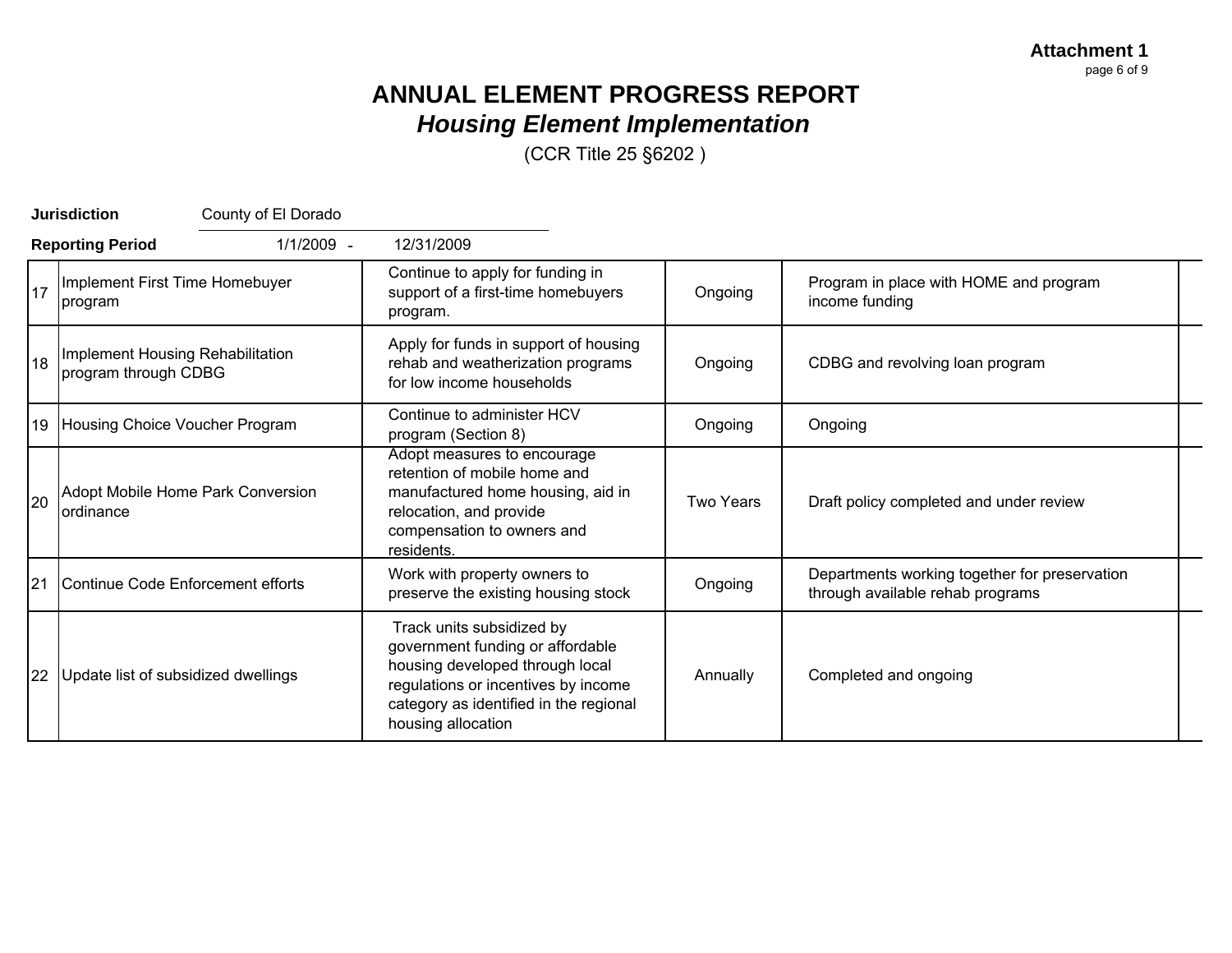**Attachment 1**

# ANNUAL ELEMENT PROGRESS REPORT
## *Housing Element Implementation*
(CCR Title 25 §6202 )

**Jurisdiction** County of El Dorado

**Reporting Period** 1/1/2009 - 12/31/2009

| | | | | | |
|---|---|---|---|---|---|
| 17 | Implement First Time Homebuyer program | Continue to apply for funding in support of a first-time homebuyers program. | Ongoing | Program in place with HOME and program income funding | |
| 18 | Implement Housing Rehabilitation program through CDBG | Apply for funds in support of housing rehab and weatherization programs for low income households | Ongoing | CDBG and revolving loan program | |
| 19 | Housing Choice Voucher Program | Continue to administer HCV program (Section 8) | Ongoing | Ongoing | |
| 20 | Adopt Mobile Home Park Conversion ordinance | Adopt measures to encourage retention of mobile home and manufactured home housing, aid in relocation, and provide compensation to owners and residents. | Two Years | Draft policy completed and under review | |
| 21 | Continue Code Enforcement efforts | Work with property owners to preserve the existing housing stock | Ongoing | Departments working together for preservation through available rehab programs | |
| 22 | Update list of subsidized dwellings | Track units subsidized by government funding or affordable housing developed through local regulations or incentives by income category as identified in the regional housing allocation | Annually | Completed and ongoing | |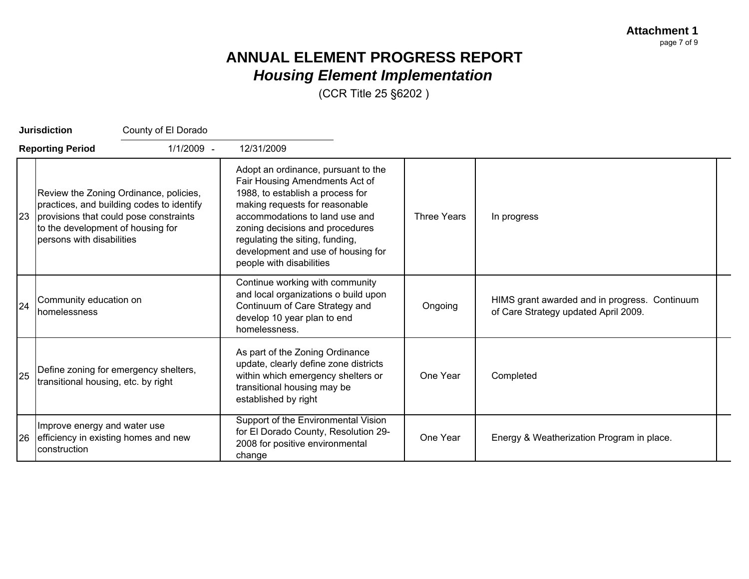**Attachment 1**

# ANNUAL ELEMENT PROGRESS REPORT
## *Housing Element Implementation*
(CCR Title 25 §6202 )

**Jurisdiction** County of El Dorado

**Reporting Period** 1/1/2009 - 12/31/2009

| | | | | | |
|---|---|---|---|---|---|
| 23 | Review the Zoning Ordinance, policies, practices, and building codes to identify provisions that could pose constraints to the development of housing for persons with disabilities | Adopt an ordinance, pursuant to the Fair Housing Amendments Act of 1988, to establish a process for making requests for reasonable accommodations to land use and zoning decisions and procedures regulating the siting, funding, development and use of housing for people with disabilities | Three Years | In progress | |
| 24 | Community education on homelessness | Continue working with community and local organizations o build upon Continuum of Care Strategy and develop 10 year plan to end homelessness. | Ongoing | HIMS grant awarded and in progress. Continuum of Care Strategy updated April 2009. | |
| 25 | Define zoning for emergency shelters, transitional housing, etc. by right | As part of the Zoning Ordinance update, clearly define zone districts within which emergency shelters or transitional housing may be established by right | One Year | Completed | |
| 26 | Improve energy and water use efficiency in existing homes and new construction | Support of the Environmental Vision for El Dorado County, Resolution 29-2008 for positive environmental change | One Year | Energy & Weatherization Program in place. | |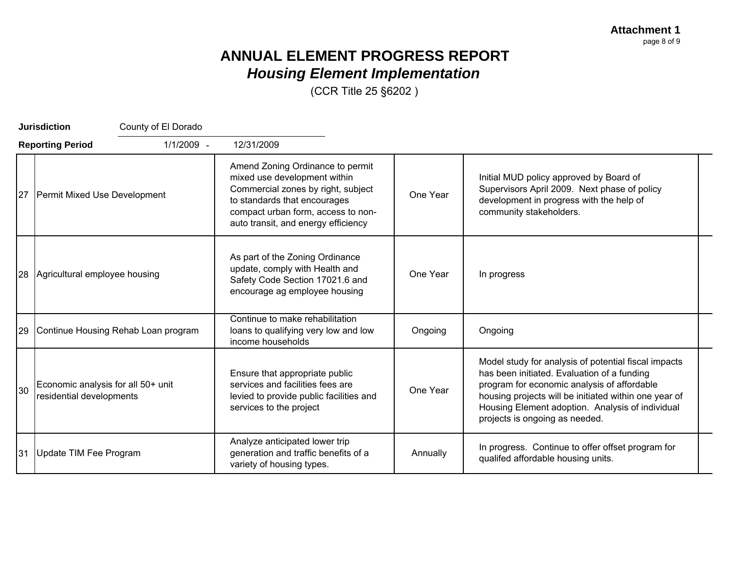**Attachment 1**

# ANNUAL ELEMENT PROGRESS REPORT

## *Housing Element Implementation*

(CCR Title 25 §6202 )

**Jurisdiction** County of El Dorado

**Reporting Period** 1/1/2009 - 12/31/2009

| | | | | | |
|---|---|---|---|---|---|
| 27 | Permit Mixed Use Development | Amend Zoning Ordinance to permit mixed use development within Commercial zones by right, subject to standards that encourages compact urban form, access to non-auto transit, and energy efficiency | One Year | Initial MUD policy approved by Board of Supervisors April 2009. Next phase of policy development in progress with the help of community stakeholders. | |
| 28 | Agricultural employee housing | As part of the Zoning Ordinance update, comply with Health and Safety Code Section 17021.6 and encourage ag employee housing | One Year | In progress | |
| 29 | Continue Housing Rehab Loan program | Continue to make rehabilitation loans to qualifying very low and low income households | Ongoing | Ongoing | |
| 30 | Economic analysis for all 50+ unit residential developments | Ensure that appropriate public services and facilities fees are levied to provide public facilities and services to the project | One Year | Model study for analysis of potential fiscal impacts has been initiated. Evaluation of a funding program for economic analysis of affordable housing projects will be initiated within one year of Housing Element adoption. Analysis of individual projects is ongoing as needed. | |
| 31 | Update TIM Fee Program | Analyze anticipated lower trip generation and traffic benefits of a variety of housing types. | Annually | In progress. Continue to offer offset program for qualifed affordable housing units. | |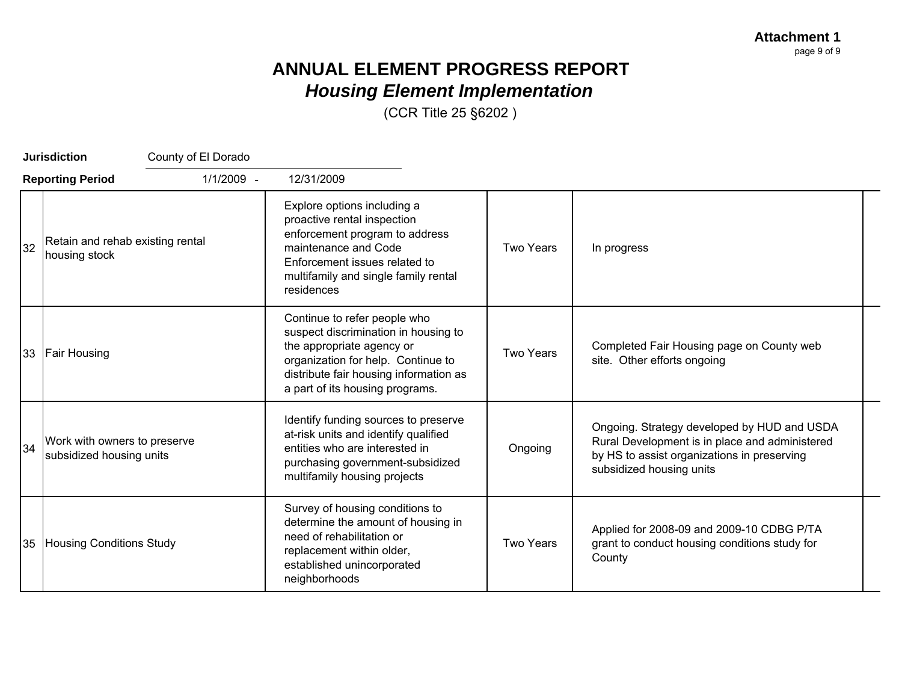# ANNUAL ELEMENT PROGRESS REPORT

## *Housing Element Implementation*

(CCR Title 25 §6202 )

**Jurisdiction** County of El Dorado

**Reporting Period** 1/1/2009 - 12/31/2009

| | | | | | |
|---|---|---|---|---|---|
| 32 | Retain and rehab existing rental housing stock | Explore options including a proactive rental inspection enforcement program to address maintenance and Code Enforcement issues related to multifamily and single family rental residences | Two Years | In progress | |
| 33 | Fair Housing | Continue to refer people who suspect discrimination in housing to the appropriate agency or organization for help. Continue to distribute fair housing information as a part of its housing programs. | Two Years | Completed Fair Housing page on County web site. Other efforts ongoing | |
| 34 | Work with owners to preserve subsidized housing units | Identify funding sources to preserve at-risk units and identify qualified entities who are interested in purchasing government-subsidized multifamily housing projects | Ongoing | Ongoing. Strategy developed by HUD and USDA Rural Development is in place and administered by HS to assist organizations in preserving subsidized housing units | |
| 35 | Housing Conditions Study | Survey of housing conditions to determine the amount of housing in need of rehabilitation or replacement within older, established unincorporated neighborhoods | Two Years | Applied for 2008-09 and 2009-10 CDBG P/TA grant to conduct housing conditions study for County | |